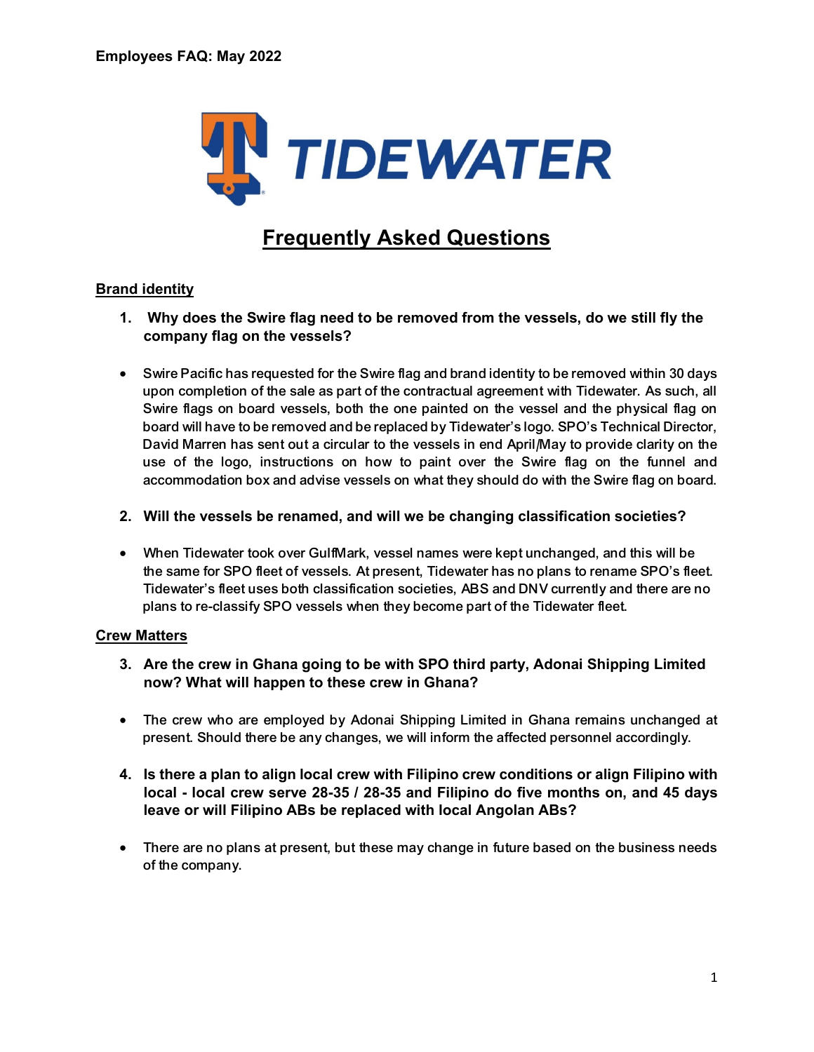**Employees FAQ: May 2022**

TIDEWATER

# Frequently Asked Questions

## Brand identity

1. **Why does the Swire flag need to be removed from the vessels, do we still fly the company flag on the vessels?**

- Swire Pacific has requested for the Swire flag and brand identity to be removed within 30 days upon completion of the sale as part of the contractual agreement with Tidewater. As such, all Swire flags on board vessels, both the one painted on the vessel and the physical flag on board will have to be removed and be replaced by Tidewater's logo. SPO's Technical Director, David Marren has sent out a circular to the vessels in end April/May to provide clarity on the use of the logo, instructions on how to paint over the Swire flag on the funnel and accommodation box and advise vessels on what they should do with the Swire flag on board.

2. **Will the vessels be renamed, and will we be changing classification societies?**

- When Tidewater took over GulfMark, vessel names were kept unchanged, and this will be the same for SPO fleet of vessels. At present, Tidewater has no plans to rename SPO's fleet. Tidewater's fleet uses both classification societies, ABS and DNV currently and there are no plans to re-classify SPO vessels when they become part of the Tidewater fleet.

## Crew Matters

3. **Are the crew in Ghana going to be with SPO third party, Adonai Shipping Limited now? What will happen to these crew in Ghana?**

- The crew who are employed by Adonai Shipping Limited in Ghana remains unchanged at present. Should there be any changes, we will inform the affected personnel accordingly.

4. **Is there a plan to align local crew with Filipino crew conditions or align Filipino with local - local crew serve 28-35 / 28-35 and Filipino do five months on, and 45 days leave or will Filipino ABs be replaced with local Angolan ABs?**

- There are no plans at present, but these may change in future based on the business needs of the company.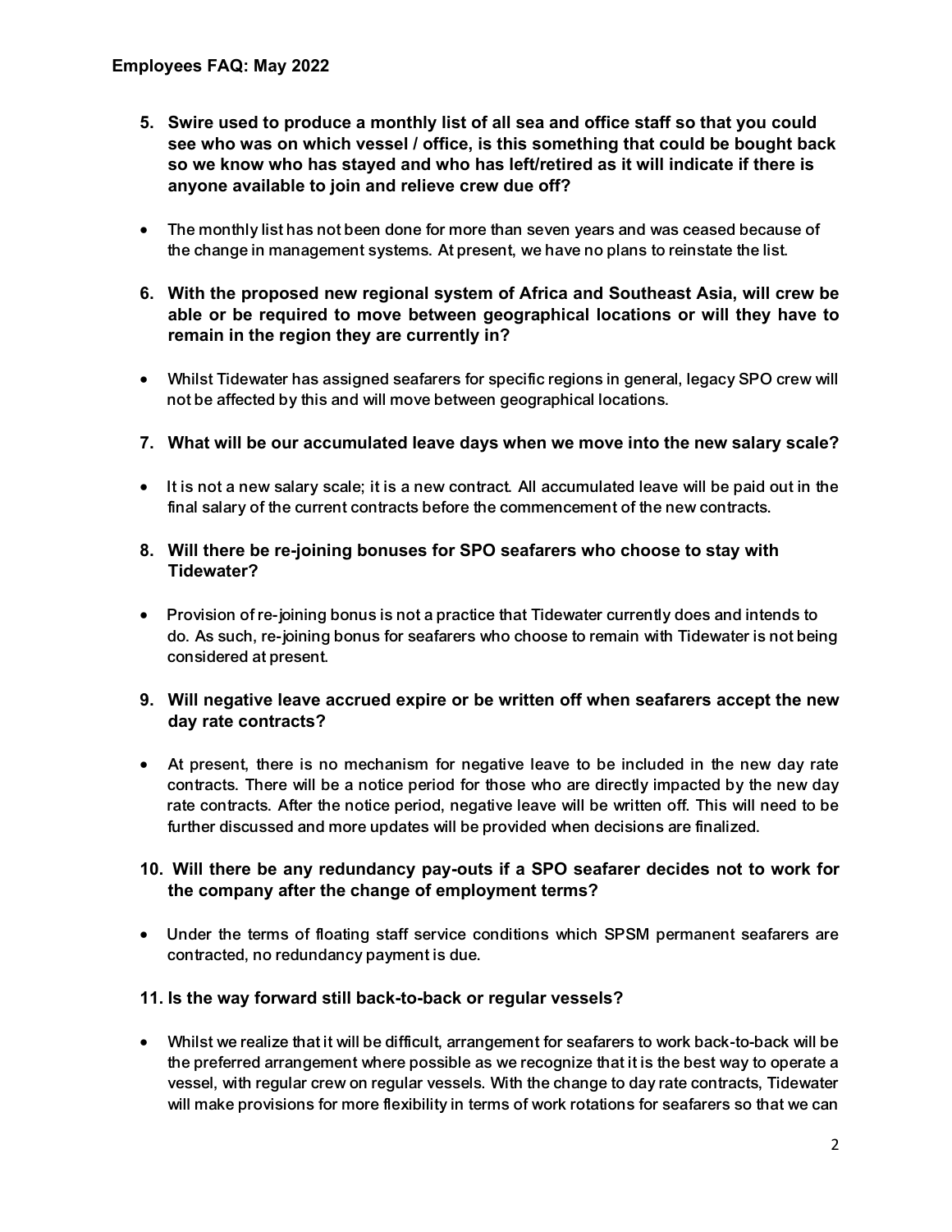**Employees FAQ: May 2022**

5. **Swire used to produce a monthly list of all sea and office staff so that you could see who was on which vessel / office, is this something that could be bought back so we know who has stayed and who has left/retired as it will indicate if there is anyone available to join and relieve crew due off?**

- The monthly list has not been done for more than seven years and was ceased because of the change in management systems. At present, we have no plans to reinstate the list.

6. **With the proposed new regional system of Africa and Southeast Asia, will crew be able or be required to move between geographical locations or will they have to remain in the region they are currently in?**

- Whilst Tidewater has assigned seafarers for specific regions in general, legacy SPO crew will not be affected by this and will move between geographical locations.

7. **What will be our accumulated leave days when we move into the new salary scale?**

- It is not a new salary scale; it is a new contract. All accumulated leave will be paid out in the final salary of the current contracts before the commencement of the new contracts.

8. **Will there be re-joining bonuses for SPO seafarers who choose to stay with Tidewater?**

- Provision of re-joining bonus is not a practice that Tidewater currently does and intends to do. As such, re-joining bonus for seafarers who choose to remain with Tidewater is not being considered at present.

9. **Will negative leave accrued expire or be written off when seafarers accept the new day rate contracts?**

- At present, there is no mechanism for negative leave to be included in the new day rate contracts. There will be a notice period for those who are directly impacted by the new day rate contracts. After the notice period, negative leave will be written off. This will need to be further discussed and more updates will be provided when decisions are finalized.

10. **Will there be any redundancy pay-outs if a SPO seafarer decides not to work for the company after the change of employment terms?**

- Under the terms of floating staff service conditions which SPSM permanent seafarers are contracted, no redundancy payment is due.

11. **Is the way forward still back-to-back or regular vessels?**

- Whilst we realize that it will be difficult, arrangement for seafarers to work back-to-back will be the preferred arrangement where possible as we recognize that it is the best way to operate a vessel, with regular crew on regular vessels. With the change to day rate contracts, Tidewater will make provisions for more flexibility in terms of work rotations for seafarers so that we can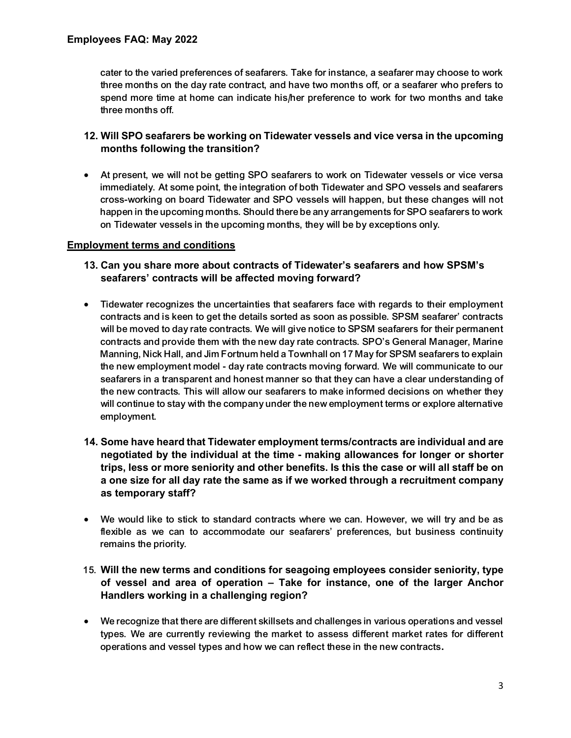cater to the varied preferences of seafarers. Take for instance, a seafarer may choose to work three months on the day rate contract, and have two months off, or a seafarer who prefers to spend more time at home can indicate his/her preference to work for two months and take three months off.

### 12. Will SPO seafarers be working on Tidewater vessels and vice versa in the upcoming months following the transition?

- At present, we will not be getting SPO seafarers to work on Tidewater vessels or vice versa immediately. At some point, the integration of both Tidewater and SPO vessels and seafarers cross-working on board Tidewater and SPO vessels will happen, but these changes will not happen in the upcoming months. Should there be any arrangements for SPO seafarers to work on Tidewater vessels in the upcoming months, they will be by exceptions only.

## Employment terms and conditions

### 13. Can you share more about contracts of Tidewater's seafarers and how SPSM's seafarers' contracts will be affected moving forward?

- Tidewater recognizes the uncertainties that seafarers face with regards to their employment contracts and is keen to get the details sorted as soon as possible. SPSM seafarer' contracts will be moved to day rate contracts. We will give notice to SPSM seafarers for their permanent contracts and provide them with the new day rate contracts. SPO's General Manager, Marine Manning, Nick Hall, and Jim Fortnum held a Townhall on 17 May for SPSM seafarers to explain the new employment model - day rate contracts moving forward. We will communicate to our seafarers in a transparent and honest manner so that they can have a clear understanding of the new contracts. This will allow our seafarers to make informed decisions on whether they will continue to stay with the company under the new employment terms or explore alternative employment.

### 14. Some have heard that Tidewater employment terms/contracts are individual and are negotiated by the individual at the time - making allowances for longer or shorter trips, less or more seniority and other benefits. Is this the case or will all staff be on a one size for all day rate the same as if we worked through a recruitment company as temporary staff?

- We would like to stick to standard contracts where we can. However, we will try and be as flexible as we can to accommodate our seafarers' preferences, but business continuity remains the priority.

### 15. Will the new terms and conditions for seagoing employees consider seniority, type of vessel and area of operation – Take for instance, one of the larger Anchor Handlers working in a challenging region?

- We recognize that there are different skillsets and challenges in various operations and vessel types. We are currently reviewing the market to assess different market rates for different operations and vessel types and how we can reflect these in the new contracts.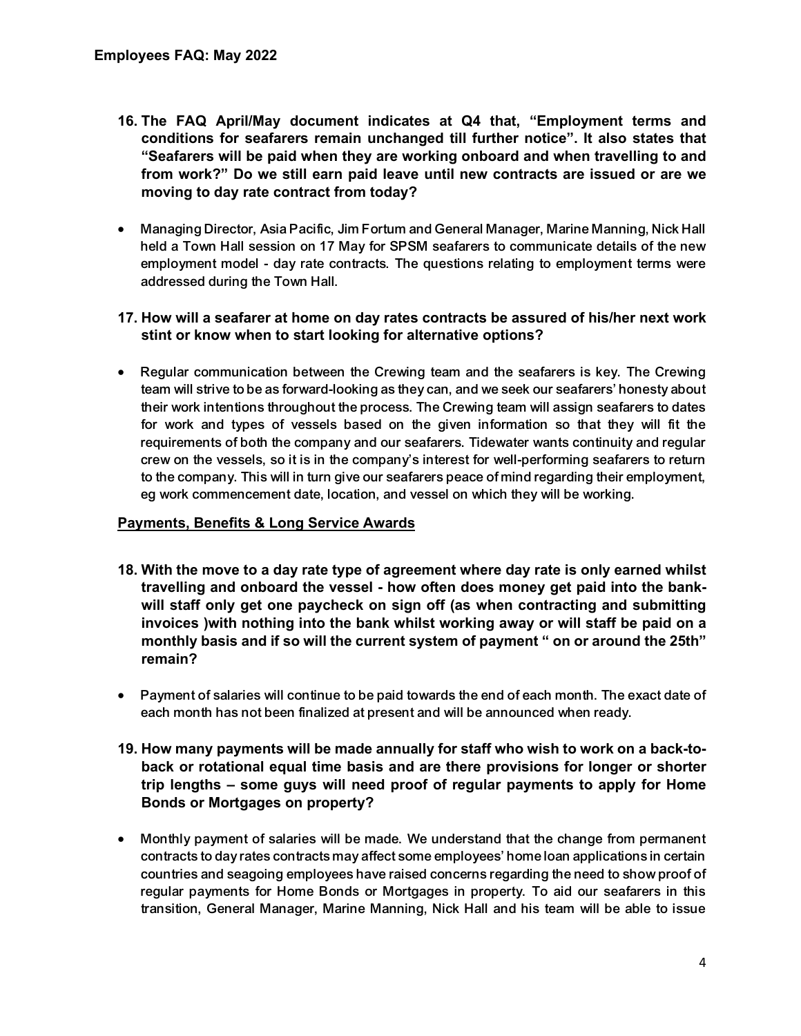**Employees FAQ: May 2022**

16. **The FAQ April/May document indicates at Q4 that, "Employment terms and conditions for seafarers remain unchanged till further notice". It also states that "Seafarers will be paid when they are working onboard and when travelling to and from work?" Do we still earn paid leave until new contracts are issued or are we moving to day rate contract from today?**

- Managing Director, Asia Pacific, Jim Fortum and General Manager, Marine Manning, Nick Hall held a Town Hall session on 17 May for SPSM seafarers to communicate details of the new employment model - day rate contracts. The questions relating to employment terms were addressed during the Town Hall.

17. **How will a seafarer at home on day rates contracts be assured of his/her next work stint or know when to start looking for alternative options?**

- Regular communication between the Crewing team and the seafarers is key. The Crewing team will strive to be as forward-looking as they can, and we seek our seafarers' honesty about their work intentions throughout the process. The Crewing team will assign seafarers to dates for work and types of vessels based on the given information so that they will fit the requirements of both the company and our seafarers. Tidewater wants continuity and regular crew on the vessels, so it is in the company's interest for well-performing seafarers to return to the company. This will in turn give our seafarers peace of mind regarding their employment, eg work commencement date, location, and vessel on which they will be working.

**Payments, Benefits & Long Service Awards**

18. **With the move to a day rate type of agreement where day rate is only earned whilst travelling and onboard the vessel - how often does money get paid into the bank- will staff only get one paycheck on sign off (as when contracting and submitting invoices )with nothing into the bank whilst working away or will staff be paid on a monthly basis and if so will the current system of payment " on or around the 25th" remain?**

- Payment of salaries will continue to be paid towards the end of each month. The exact date of each month has not been finalized at present and will be announced when ready.

19. **How many payments will be made annually for staff who wish to work on a back-to-back or rotational equal time basis and are there provisions for longer or shorter trip lengths – some guys will need proof of regular payments to apply for Home Bonds or Mortgages on property?**

- Monthly payment of salaries will be made. We understand that the change from permanent contracts to day rates contracts may affect some employees' home loan applications in certain countries and seagoing employees have raised concerns regarding the need to show proof of regular payments for Home Bonds or Mortgages in property. To aid our seafarers in this transition, General Manager, Marine Manning, Nick Hall and his team will be able to issue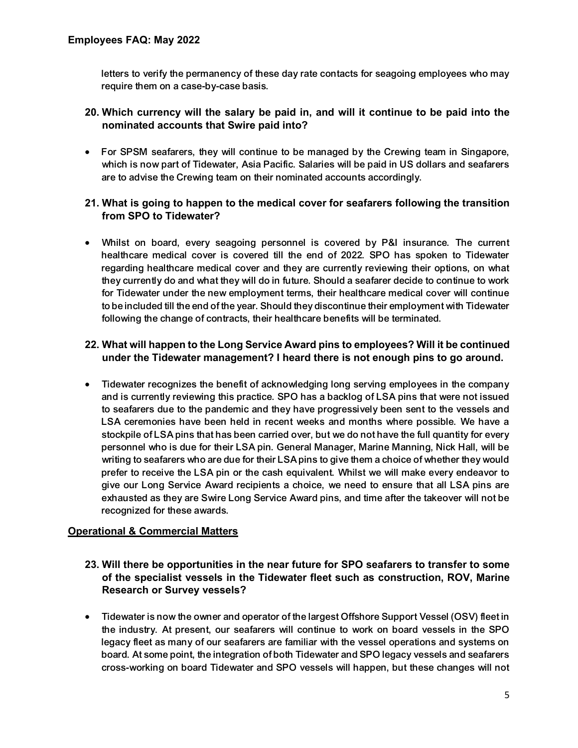letters to verify the permanency of these day rate contacts for seagoing employees who may require them on a case-by-case basis.

**20. Which currency will the salary be paid in, and will it continue to be paid into the nominated accounts that Swire paid into?**

- For SPSM seafarers, they will continue to be managed by the Crewing team in Singapore, which is now part of Tidewater, Asia Pacific. Salaries will be paid in US dollars and seafarers are to advise the Crewing team on their nominated accounts accordingly.

**21. What is going to happen to the medical cover for seafarers following the transition from SPO to Tidewater?**

- Whilst on board, every seagoing personnel is covered by P&I insurance. The current healthcare medical cover is covered till the end of 2022. SPO has spoken to Tidewater regarding healthcare medical cover and they are currently reviewing their options, on what they currently do and what they will do in future. Should a seafarer decide to continue to work for Tidewater under the new employment terms, their healthcare medical cover will continue to be included till the end of the year. Should they discontinue their employment with Tidewater following the change of contracts, their healthcare benefits will be terminated.

**22. What will happen to the Long Service Award pins to employees? Will it be continued under the Tidewater management? I heard there is not enough pins to go around.**

- Tidewater recognizes the benefit of acknowledging long serving employees in the company and is currently reviewing this practice. SPO has a backlog of LSA pins that were not issued to seafarers due to the pandemic and they have progressively been sent to the vessels and LSA ceremonies have been held in recent weeks and months where possible. We have a stockpile of LSA pins that has been carried over, but we do not have the full quantity for every personnel who is due for their LSA pin. General Manager, Marine Manning, Nick Hall, will be writing to seafarers who are due for their LSA pins to give them a choice of whether they would prefer to receive the LSA pin or the cash equivalent. Whilst we will make every endeavor to give our Long Service Award recipients a choice, we need to ensure that all LSA pins are exhausted as they are Swire Long Service Award pins, and time after the takeover will not be recognized for these awards.

## Operational & Commercial Matters

**23. Will there be opportunities in the near future for SPO seafarers to transfer to some of the specialist vessels in the Tidewater fleet such as construction, ROV, Marine Research or Survey vessels?**

- Tidewater is now the owner and operator of the largest Offshore Support Vessel (OSV) fleet in the industry. At present, our seafarers will continue to work on board vessels in the SPO legacy fleet as many of our seafarers are familiar with the vessel operations and systems on board. At some point, the integration of both Tidewater and SPO legacy vessels and seafarers cross-working on board Tidewater and SPO vessels will happen, but these changes will not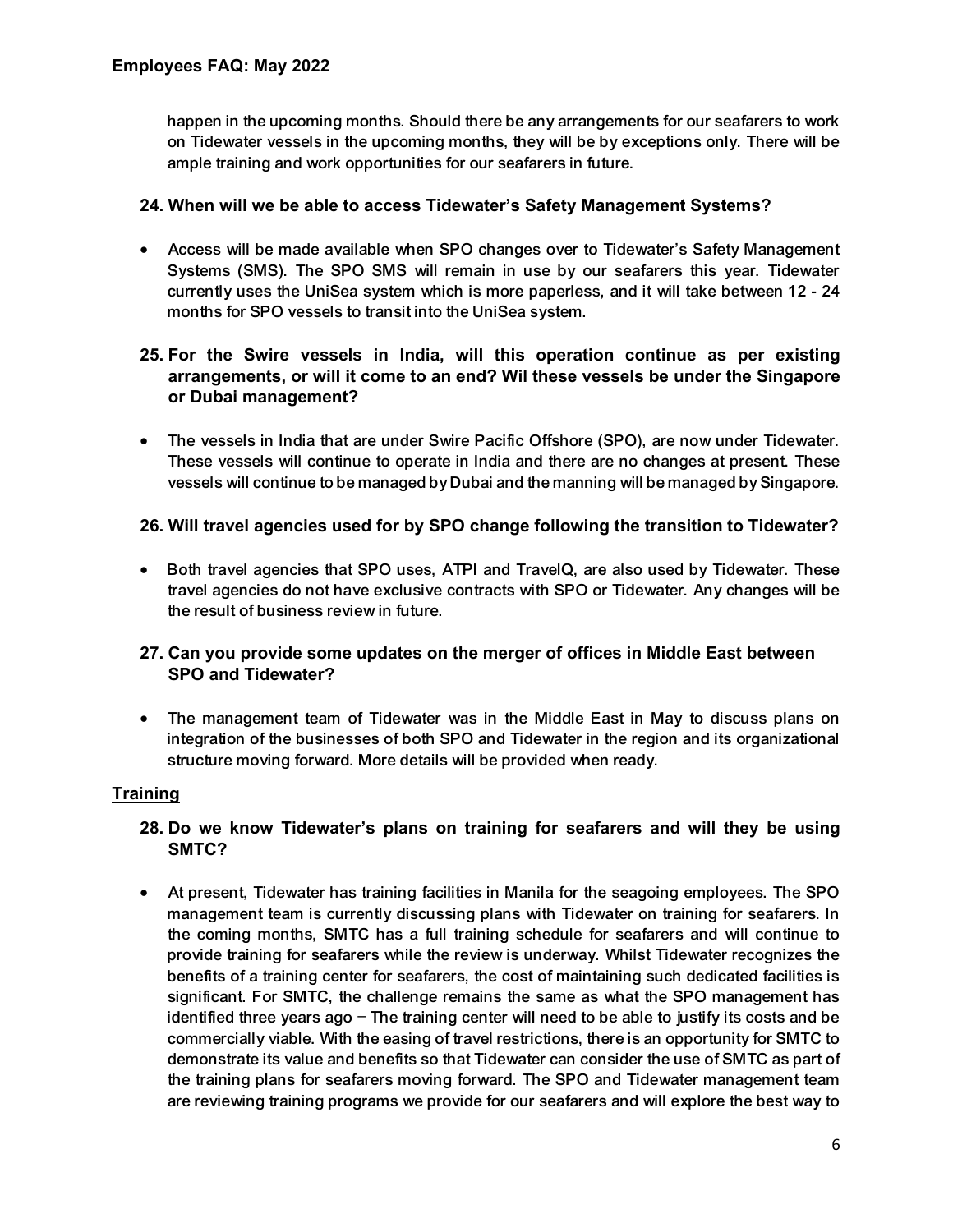happen in the upcoming months. Should there be any arrangements for our seafarers to work on Tidewater vessels in the upcoming months, they will be by exceptions only. There will be ample training and work opportunities for our seafarers in future.

### 24. When will we be able to access Tidewater's Safety Management Systems?

- Access will be made available when SPO changes over to Tidewater's Safety Management Systems (SMS). The SPO SMS will remain in use by our seafarers this year. Tidewater currently uses the UniSea system which is more paperless, and it will take between 12 - 24 months for SPO vessels to transit into the UniSea system.

### 25. For the Swire vessels in India, will this operation continue as per existing arrangements, or will it come to an end? Wil these vessels be under the Singapore or Dubai management?

- The vessels in India that are under Swire Pacific Offshore (SPO), are now under Tidewater. These vessels will continue to operate in India and there are no changes at present. These vessels will continue to be managed by Dubai and the manning will be managed by Singapore.

### 26. Will travel agencies used for by SPO change following the transition to Tidewater?

- Both travel agencies that SPO uses, ATPI and TravelQ, are also used by Tidewater. These travel agencies do not have exclusive contracts with SPO or Tidewater. Any changes will be the result of business review in future.

### 27. Can you provide some updates on the merger of offices in Middle East between SPO and Tidewater?

- The management team of Tidewater was in the Middle East in May to discuss plans on integration of the businesses of both SPO and Tidewater in the region and its organizational structure moving forward. More details will be provided when ready.

## Training

### 28. Do we know Tidewater's plans on training for seafarers and will they be using SMTC?

- At present, Tidewater has training facilities in Manila for the seagoing employees. The SPO management team is currently discussing plans with Tidewater on training for seafarers. In the coming months, SMTC has a full training schedule for seafarers and will continue to provide training for seafarers while the review is underway. Whilst Tidewater recognizes the benefits of a training center for seafarers, the cost of maintaining such dedicated facilities is significant. For SMTC, the challenge remains the same as what the SPO management has identified three years ago – The training center will need to be able to justify its costs and be commercially viable. With the easing of travel restrictions, there is an opportunity for SMTC to demonstrate its value and benefits so that Tidewater can consider the use of SMTC as part of the training plans for seafarers moving forward. The SPO and Tidewater management team are reviewing training programs we provide for our seafarers and will explore the best way to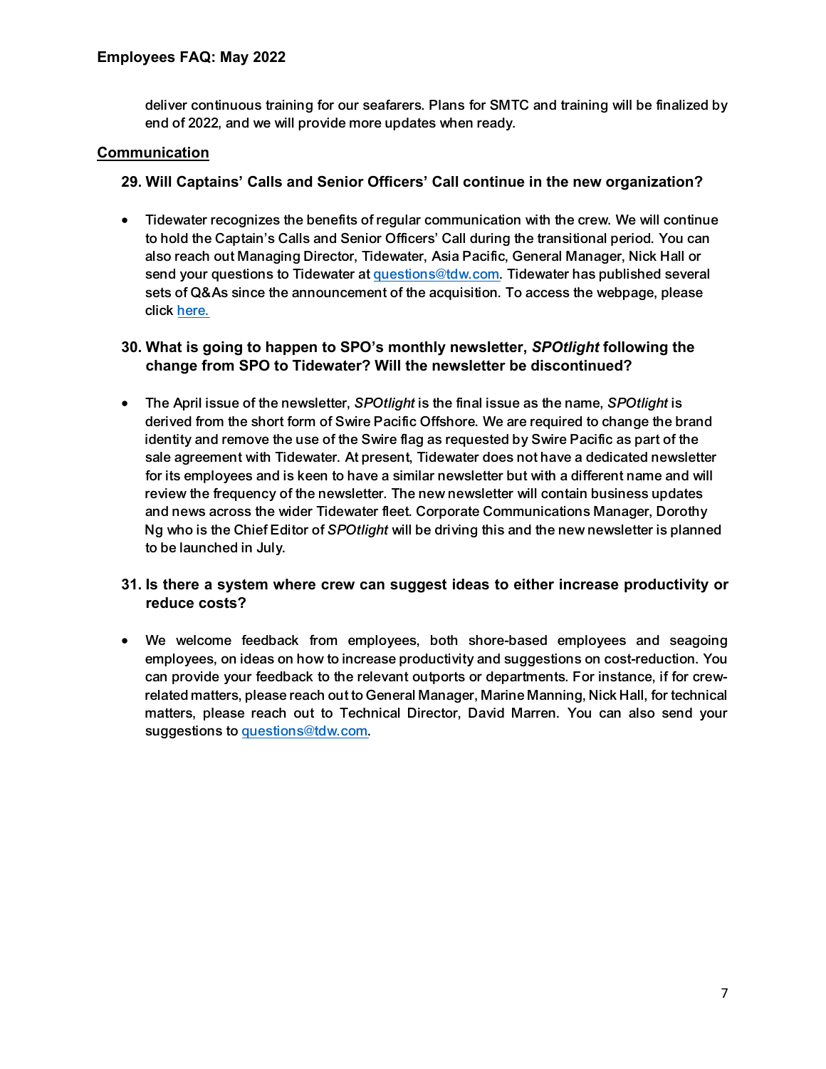deliver continuous training for our seafarers. Plans for SMTC and training will be finalized by end of 2022, and we will provide more updates when ready.

## Communication

### 29. Will Captains' Calls and Senior Officers' Call continue in the new organization?

- Tidewater recognizes the benefits of regular communication with the crew. We will continue to hold the Captain's Calls and Senior Officers' Call during the transitional period. You can also reach out Managing Director, Tidewater, Asia Pacific, General Manager, Nick Hall or send your questions to Tidewater at [questions@tdw.com](mailto:questions@tdw.com). Tidewater has published several sets of Q&As since the announcement of the acquisition. To access the webpage, please click [here.]()

### 30. What is going to happen to SPO's monthly newsletter, *SPOtlight* following the change from SPO to Tidewater? Will the newsletter be discontinued?

- The April issue of the newsletter, *SPOtlight* is the final issue as the name, *SPOtlight* is derived from the short form of Swire Pacific Offshore. We are required to change the brand identity and remove the use of the Swire flag as requested by Swire Pacific as part of the sale agreement with Tidewater. At present, Tidewater does not have a dedicated newsletter for its employees and is keen to have a similar newsletter but with a different name and will review the frequency of the newsletter. The new newsletter will contain business updates and news across the wider Tidewater fleet. Corporate Communications Manager, Dorothy Ng who is the Chief Editor of *SPOtlight* will be driving this and the new newsletter is planned to be launched in July.

### 31. Is there a system where crew can suggest ideas to either increase productivity or reduce costs?

- We welcome feedback from employees, both shore-based employees and seagoing employees, on ideas on how to increase productivity and suggestions on cost-reduction. You can provide your feedback to the relevant outports or departments. For instance, if for crew-related matters, please reach out to General Manager, Marine Manning, Nick Hall, for technical matters, please reach out to Technical Director, David Marren. You can also send your suggestions to [questions@tdw.com](mailto:questions@tdw.com).